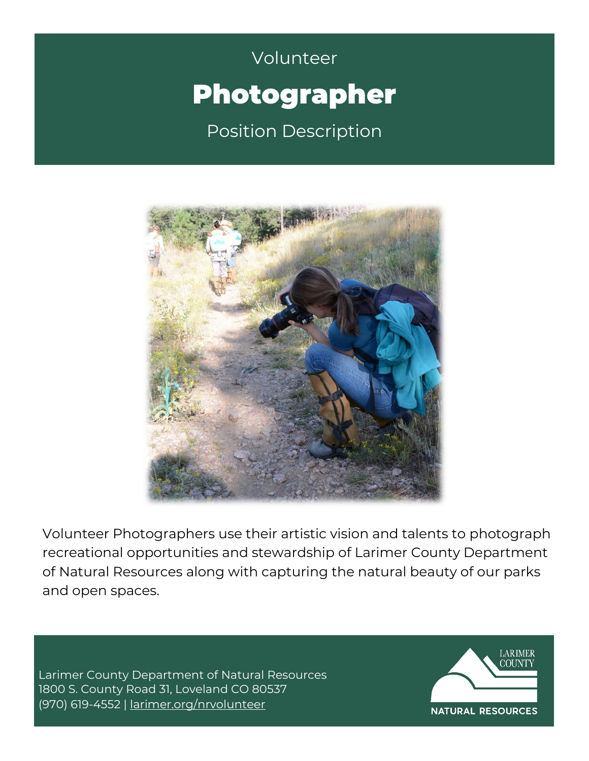Volunteer

# Photographer

Position Description

Volunteer Photographers use their artistic vision and talents to photograph recreational opportunities and stewardship of Larimer County Department of Natural Resources along with capturing the natural beauty of our parks and open spaces.

Larimer County Department of Natural Resources
1800 S. County Road 31, Loveland CO 80537
(970) 619-4552 | larimer.org/nrvolunteer

LARIMER COUNTY
NATURAL RESOURCES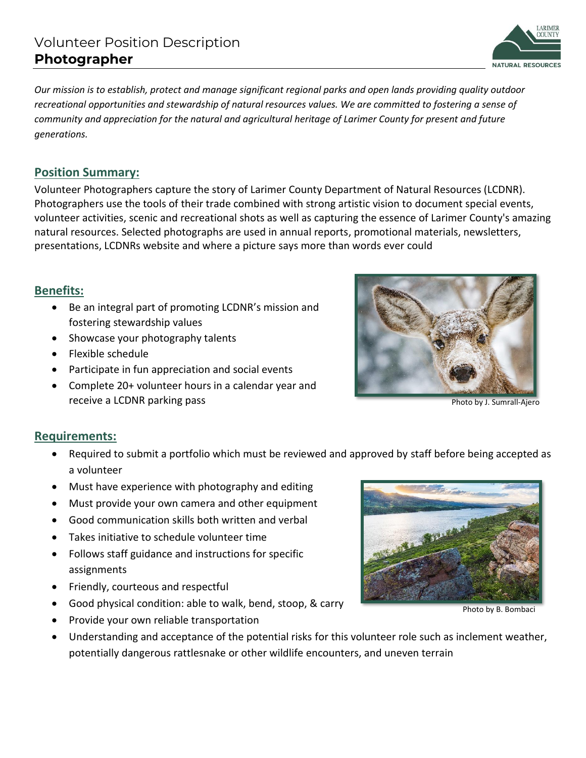# Volunteer Position Description
## Photographer

*Our mission is to establish, protect and manage significant regional parks and open lands providing quality outdoor recreational opportunities and stewardship of natural resources values. We are committed to fostering a sense of community and appreciation for the natural and agricultural heritage of Larimer County for present and future generations.*

### Position Summary:

Volunteer Photographers capture the story of Larimer County Department of Natural Resources (LCDNR). Photographers use the tools of their trade combined with strong artistic vision to document special events, volunteer activities, scenic and recreational shots as well as capturing the essence of Larimer County's amazing natural resources. Selected photographs are used in annual reports, promotional materials, newsletters, presentations, LCDNRs website and where a picture says more than words ever could

### Benefits:

- Be an integral part of promoting LCDNR's mission and fostering stewardship values
- Showcase your photography talents
- Flexible schedule
- Participate in fun appreciation and social events
- Complete 20+ volunteer hours in a calendar year and receive a LCDNR parking pass

Photo by J. Sumrall-Ajero

### Requirements:

- Required to submit a portfolio which must be reviewed and approved by staff before being accepted as a volunteer
- Must have experience with photography and editing
- Must provide your own camera and other equipment
- Good communication skills both written and verbal
- Takes initiative to schedule volunteer time
- Follows staff guidance and instructions for specific assignments
- Friendly, courteous and respectful
- Good physical condition: able to walk, bend, stoop, & carry
- Provide your own reliable transportation
- Understanding and acceptance of the potential risks for this volunteer role such as inclement weather, potentially dangerous rattlesnake or other wildlife encounters, and uneven terrain

Photo by B. Bombaci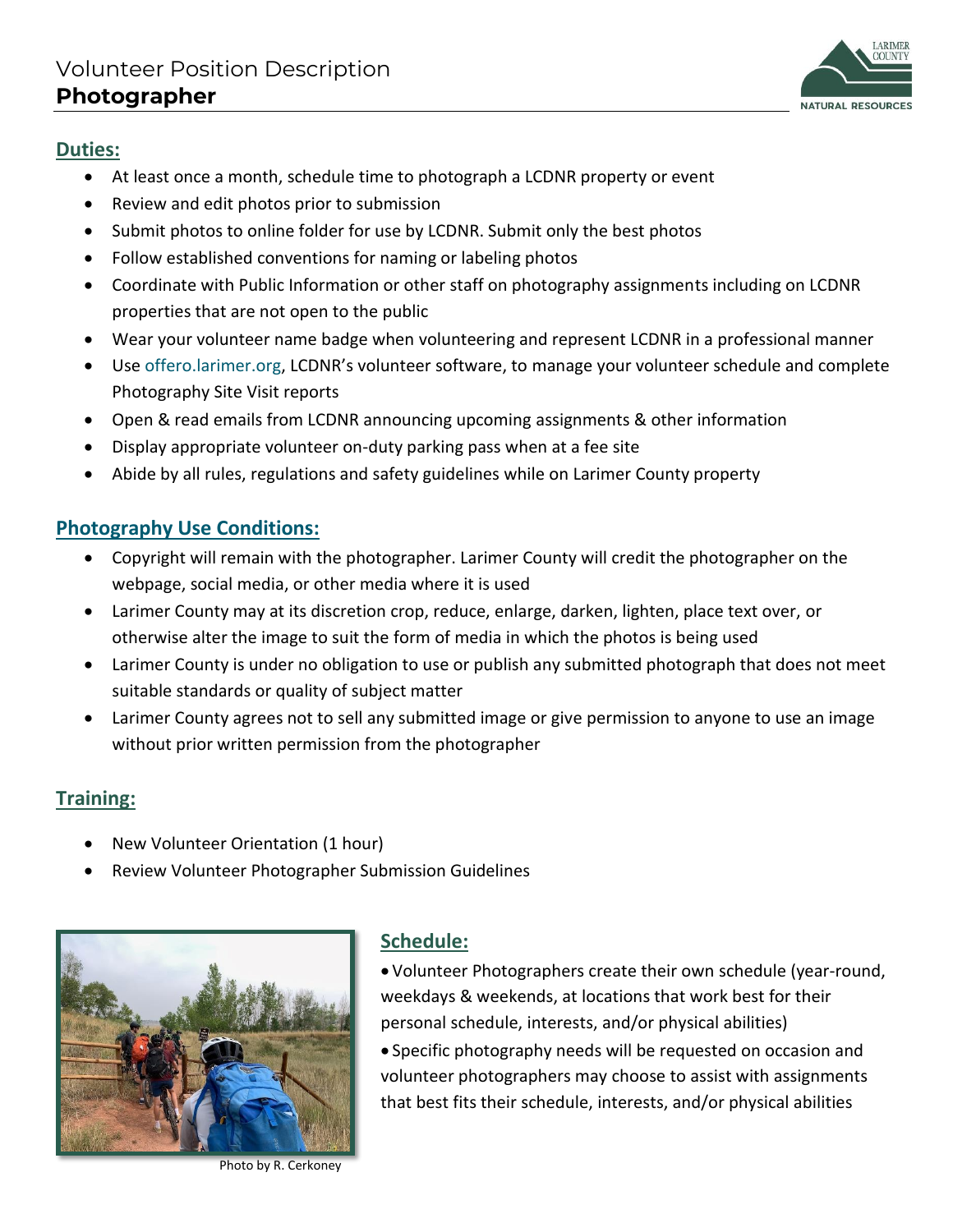# Volunteer Position Description
## Photographer

### Duties:

- At least once a month, schedule time to photograph a LCDNR property or event
- Review and edit photos prior to submission
- Submit photos to online folder for use by LCDNR. Submit only the best photos
- Follow established conventions for naming or labeling photos
- Coordinate with Public Information or other staff on photography assignments including on LCDNR properties that are not open to the public
- Wear your volunteer name badge when volunteering and represent LCDNR in a professional manner
- Use offero.larimer.org, LCDNR's volunteer software, to manage your volunteer schedule and complete Photography Site Visit reports
- Open & read emails from LCDNR announcing upcoming assignments & other information
- Display appropriate volunteer on-duty parking pass when at a fee site
- Abide by all rules, regulations and safety guidelines while on Larimer County property

### Photography Use Conditions:

- Copyright will remain with the photographer. Larimer County will credit the photographer on the webpage, social media, or other media where it is used
- Larimer County may at its discretion crop, reduce, enlarge, darken, lighten, place text over, or otherwise alter the image to suit the form of media in which the photos is being used
- Larimer County is under no obligation to use or publish any submitted photograph that does not meet suitable standards or quality of subject matter
- Larimer County agrees not to sell any submitted image or give permission to anyone to use an image without prior written permission from the photographer

### Training:

- New Volunteer Orientation (1 hour)
- Review Volunteer Photographer Submission Guidelines

Photo by R. Cerkoney

### Schedule:

- Volunteer Photographers create their own schedule (year-round, weekdays & weekends, at locations that work best for their personal schedule, interests, and/or physical abilities)
- Specific photography needs will be requested on occasion and volunteer photographers may choose to assist with assignments that best fits their schedule, interests, and/or physical abilities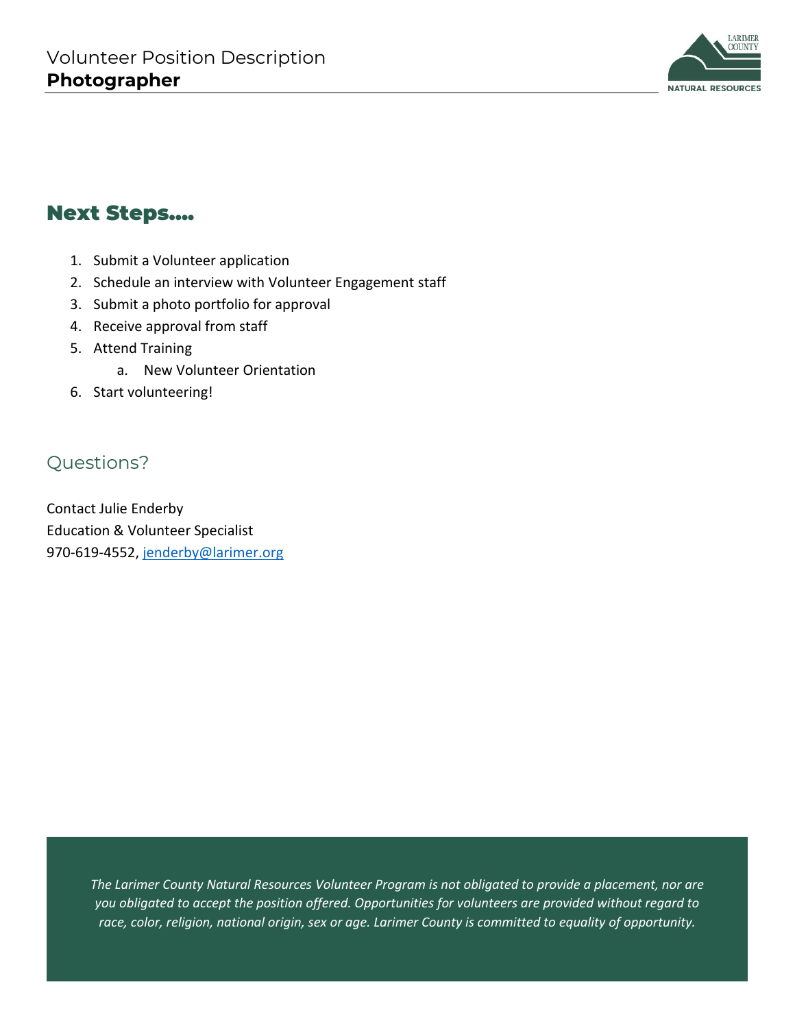## Next Steps....

1. Submit a Volunteer application
2. Schedule an interview with Volunteer Engagement staff
3. Submit a photo portfolio for approval
4. Receive approval from staff
5. Attend Training
    a. New Volunteer Orientation
6. Start volunteering!

### Questions?

Contact Julie Enderby
Education & Volunteer Specialist
970-619-4552, jenderby@larimer.org

*The Larimer County Natural Resources Volunteer Program is not obligated to provide a placement, nor are you obligated to accept the position offered. Opportunities for volunteers are provided without regard to race, color, religion, national origin, sex or age. Larimer County is committed to equality of opportunity.*